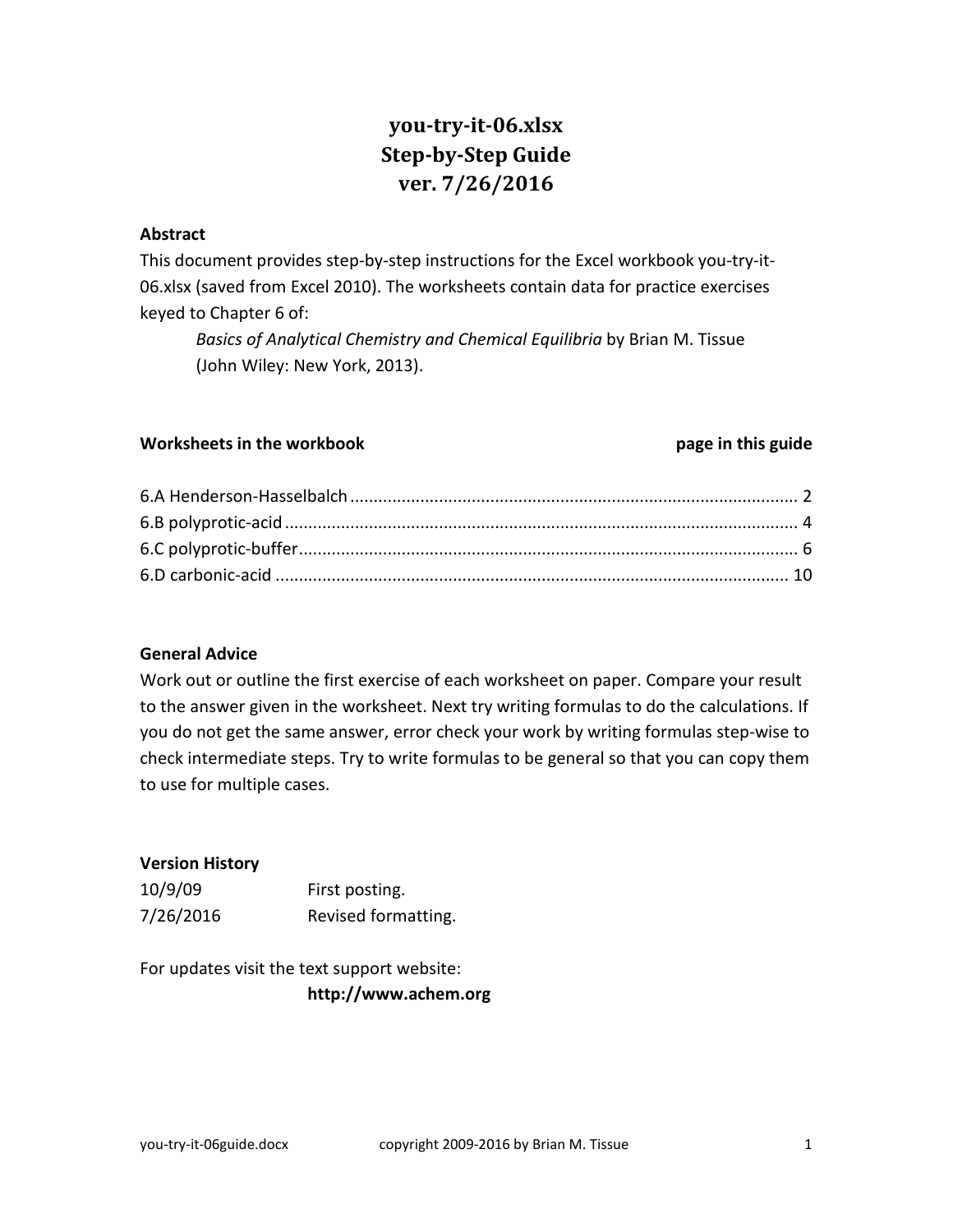# you-try-it-06.xlsx
# Step-by-Step Guide
# ver. 7/26/2016

## Abstract

This document provides step-by-step instructions for the Excel workbook you-try-it-06.xlsx (saved from Excel 2010). The worksheets contain data for practice exercises keyed to Chapter 6 of:

> *Basics of Analytical Chemistry and Chemical Equilibria* by Brian M. Tissue (John Wiley: New York, 2013).

| Worksheets in the workbook | page in this guide |
| --- | --- |
| 6.A Henderson-Hasselbalch | 2 |
| 6.B polyprotic-acid | 4 |
| 6.C polyprotic-buffer | 6 |
| 6.D carbonic-acid | 10 |

## General Advice

Work out or outline the first exercise of each worksheet on paper. Compare your result to the answer given in the worksheet. Next try writing formulas to do the calculations. If you do not get the same answer, error check your work by writing formulas step-wise to check intermediate steps. Try to write formulas to be general so that you can copy them to use for multiple cases.

## Version History

| | |
| --- | --- |
| 10/9/09 | First posting. |
| 7/26/2016 | Revised formatting. |

For updates visit the text support website:

**http://www.achem.org**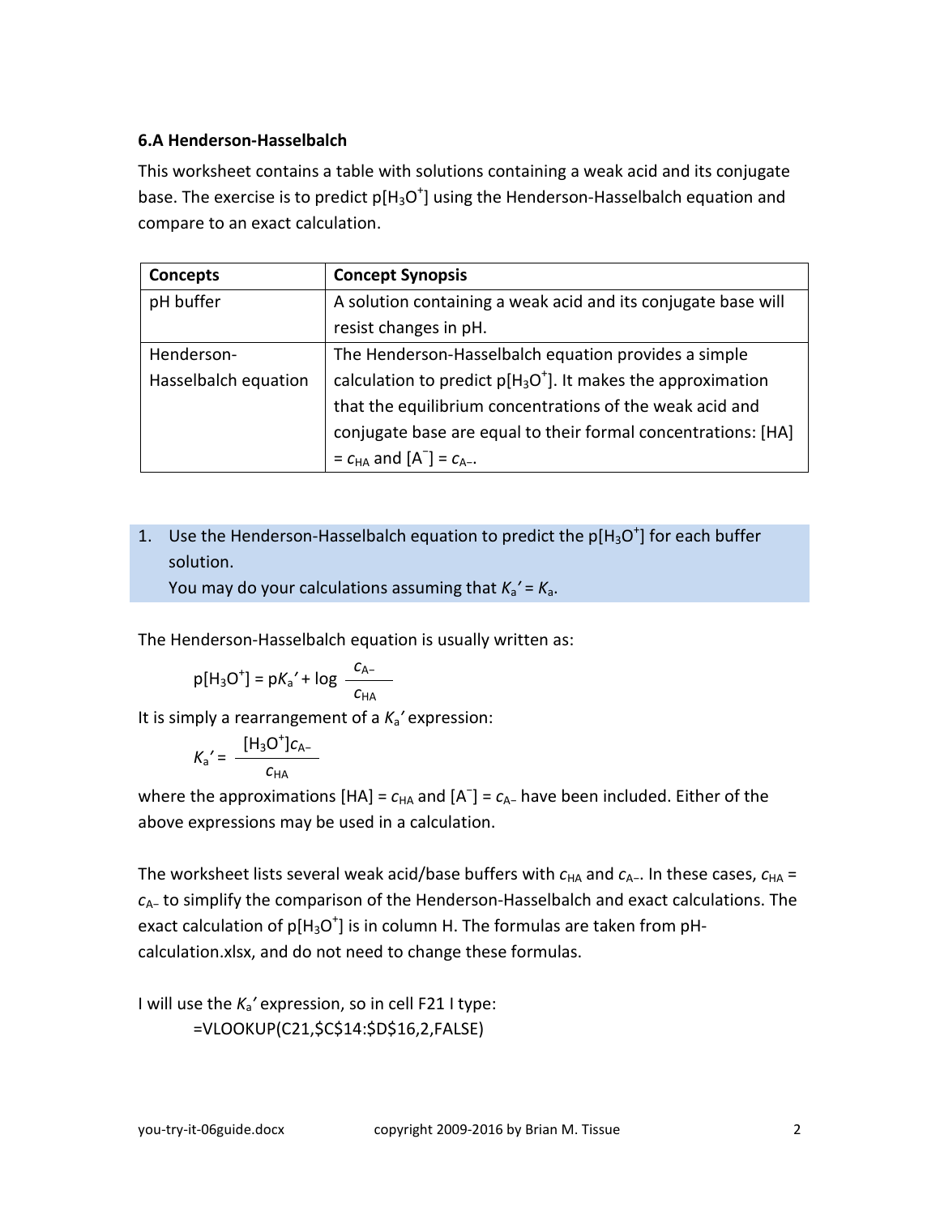### 6.A Henderson-Hasselbalch

This worksheet contains a table with solutions containing a weak acid and its conjugate base. The exercise is to predict p[$H_3O^+$] using the Henderson-Hasselbalch equation and compare to an exact calculation.

| Concepts | Concept Synopsis |
|---|---|
| pH buffer | A solution containing a weak acid and its conjugate base will resist changes in pH. |
| Henderson-Hasselbalch equation | The Henderson-Hasselbalch equation provides a simple calculation to predict p[$H_3O^+$]. It makes the approximation that the equilibrium concentrations of the weak acid and conjugate base are equal to their formal concentrations: [HA] = $c_{HA}$ and [$A^-$] = $c_{A^-}$. |

1. Use the Henderson-Hasselbalch equation to predict the p[$H_3O^+$] for each buffer solution.
   You may do your calculations assuming that $K_a' = K_a$.

The Henderson-Hasselbalch equation is usually written as:

$$\text{p}[H_3O^+] = \text{p}K_a' + \log \frac{c_{A^-}}{c_{HA}}$$

It is simply a rearrangement of a $K_a'$ expression:

$$K_a' = \frac{[H_3O^+]c_{A^-}}{c_{HA}}$$

where the approximations [HA] = $c_{HA}$ and [$A^-$] = $c_{A^-}$ have been included. Either of the above expressions may be used in a calculation.

The worksheet lists several weak acid/base buffers with $c_{HA}$ and $c_{A^-}$. In these cases, $c_{HA}$ = $c_{A^-}$ to simplify the comparison of the Henderson-Hasselbalch and exact calculations. The exact calculation of p[$H_3O^+$] is in column H. The formulas are taken from pH-calculation.xlsx, and do not need to change these formulas.

I will use the $K_a'$ expression, so in cell F21 I type:

```
=VLOOKUP(C21,$C$14:$D$16,2,FALSE)
```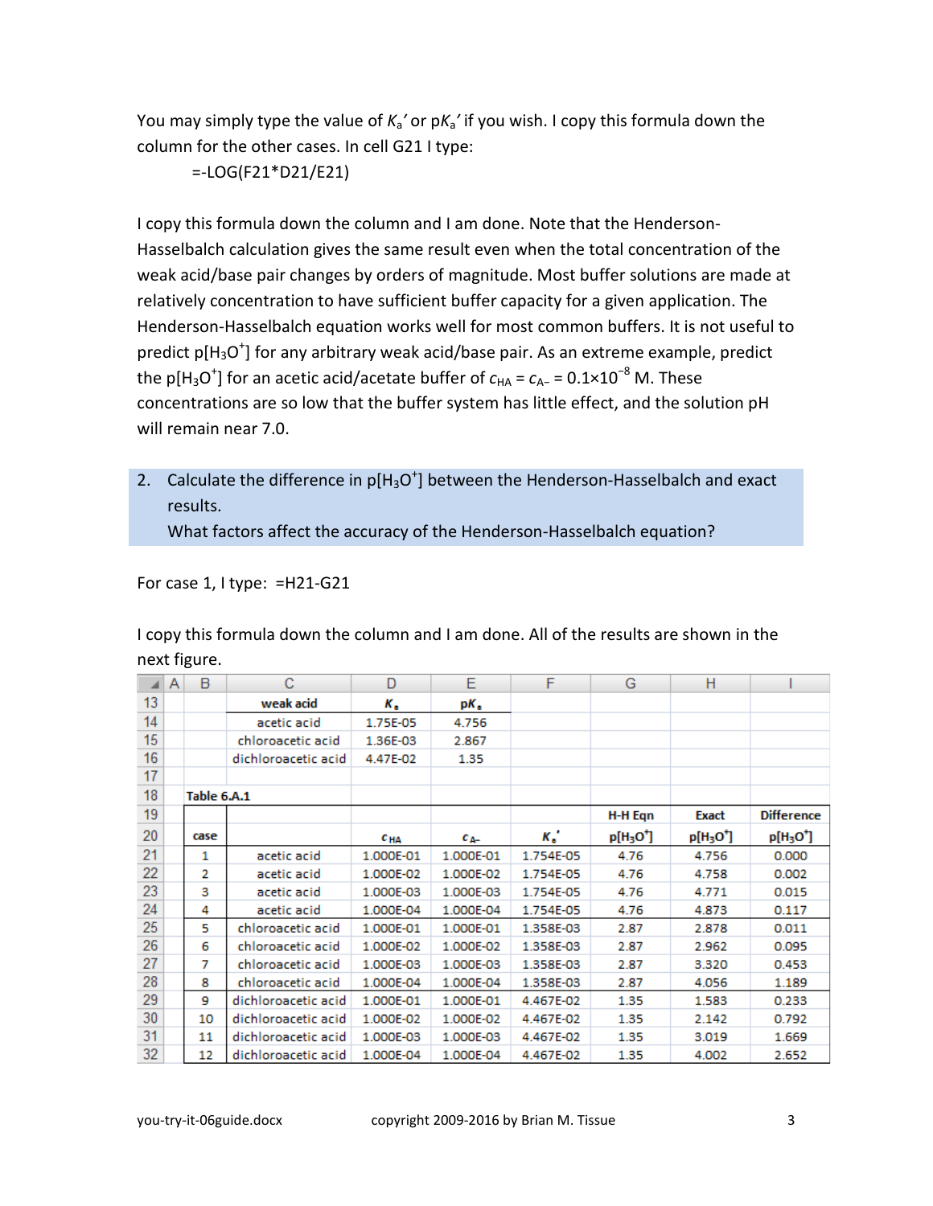You may simply type the value of $K_a'$ or $pK_a'$ if you wish. I copy this formula down the column for the other cases. In cell G21 I type:

```
=-LOG(F21*D21/E21)
```

I copy this formula down the column and I am done. Note that the Henderson-Hasselbalch calculation gives the same result even when the total concentration of the weak acid/base pair changes by orders of magnitude. Most buffer solutions are made at relatively concentration to have sufficient buffer capacity for a given application. The Henderson-Hasselbalch equation works well for most common buffers. It is not useful to predict $p[H_3O^+]$ for any arbitrary weak acid/base pair. As an extreme example, predict the $p[H_3O^+]$ for an acetic acid/acetate buffer of $c_{HA} = c_{A-} = 0.1\times10^{-8}$ M. These concentrations are so low that the buffer system has little effect, and the solution pH will remain near 7.0.

2. Calculate the difference in $p[H_3O^+]$ between the Henderson-Hasselbalch and exact results.
   What factors affect the accuracy of the Henderson-Hasselbalch equation?

For case 1, I type: `=H21-G21`

I copy this formula down the column and I am done. All of the results are shown in the next figure.

| weak acid | $K_a$ | $pK_a$ |
|---|---|---|
| acetic acid | 1.75E-05 | 4.756 |
| chloroacetic acid | 1.36E-03 | 2.867 |
| dichloroacetic acid | 4.47E-02 | 1.35 |

Table 6.A.1

| | | | | | H-H Eqn | Exact | Difference |
|---|---|---|---|---|---|---|---|
| case | | $c_{HA}$ | $c_{A-}$ | $K_a'$ | $p[H_3O^+]$ | $p[H_3O^+]$ | $p[H_3O^+]$ |
| 1 | acetic acid | 1.000E-01 | 1.000E-01 | 1.754E-05 | 4.76 | 4.756 | 0.000 |
| 2 | acetic acid | 1.000E-02 | 1.000E-02 | 1.754E-05 | 4.76 | 4.758 | 0.002 |
| 3 | acetic acid | 1.000E-03 | 1.000E-03 | 1.754E-05 | 4.76 | 4.771 | 0.015 |
| 4 | acetic acid | 1.000E-04 | 1.000E-04 | 1.754E-05 | 4.76 | 4.873 | 0.117 |
| 5 | chloroacetic acid | 1.000E-01 | 1.000E-01 | 1.358E-03 | 2.87 | 2.878 | 0.011 |
| 6 | chloroacetic acid | 1.000E-02 | 1.000E-02 | 1.358E-03 | 2.87 | 2.962 | 0.095 |
| 7 | chloroacetic acid | 1.000E-03 | 1.000E-03 | 1.358E-03 | 2.87 | 3.320 | 0.453 |
| 8 | chloroacetic acid | 1.000E-04 | 1.000E-04 | 1.358E-03 | 2.87 | 4.056 | 1.189 |
| 9 | dichloroacetic acid | 1.000E-01 | 1.000E-01 | 4.467E-02 | 1.35 | 1.583 | 0.233 |
| 10 | dichloroacetic acid | 1.000E-02 | 1.000E-02 | 4.467E-02 | 1.35 | 2.142 | 0.792 |
| 11 | dichloroacetic acid | 1.000E-03 | 1.000E-03 | 4.467E-02 | 1.35 | 3.019 | 1.669 |
| 12 | dichloroacetic acid | 1.000E-04 | 1.000E-04 | 4.467E-02 | 1.35 | 4.002 | 2.652 |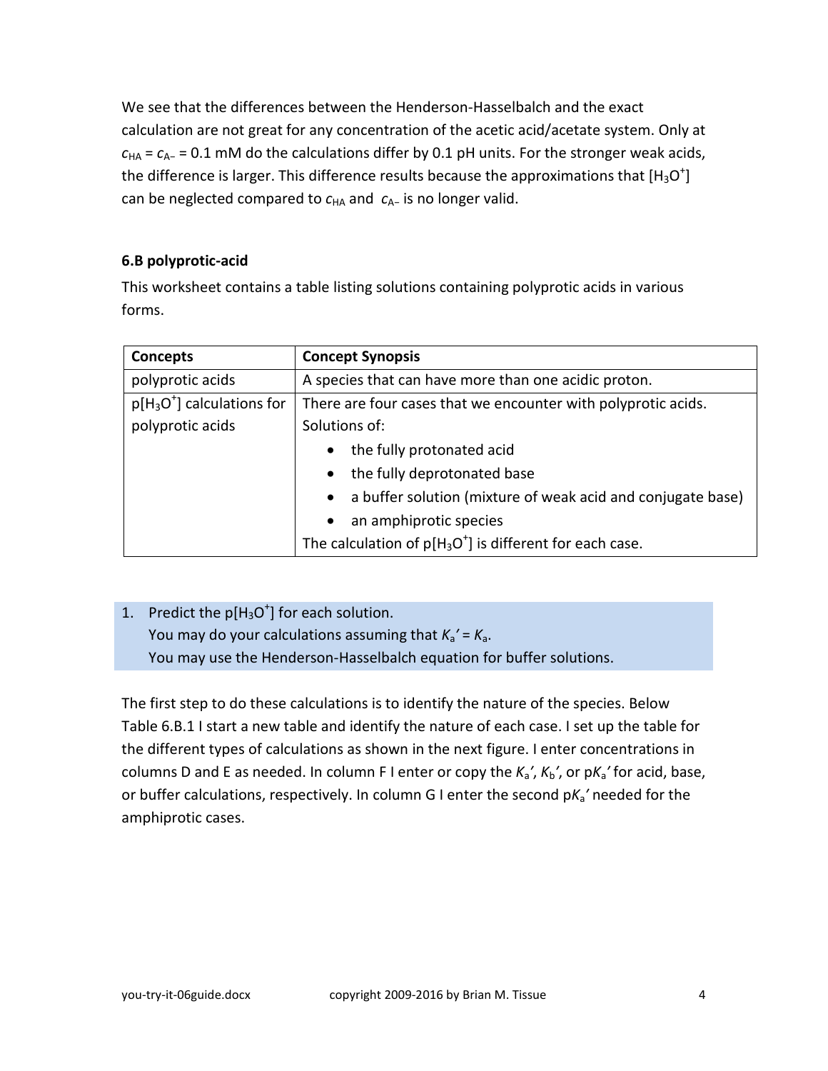We see that the differences between the Henderson-Hasselbalch and the exact calculation are not great for any concentration of the acetic acid/acetate system. Only at $c_{HA} = c_{A-} = 0.1$ mM do the calculations differ by 0.1 pH units. For the stronger weak acids, the difference is larger. This difference results because the approximations that $[H_3O^+]$ can be neglected compared to $c_{HA}$ and $c_{A-}$ is no longer valid.

### 6.B polyprotic-acid

This worksheet contains a table listing solutions containing polyprotic acids in various forms.

| Concepts | Concept Synopsis |
|---|---|
| polyprotic acids | A species that can have more than one acidic proton. |
| $p[H_3O^+]$ calculations for polyprotic acids | There are four cases that we encounter with polyprotic acids. Solutions of: <br>• the fully protonated acid <br>• the fully deprotonated base <br>• a buffer solution (mixture of weak acid and conjugate base) <br>• an amphiprotic species <br>The calculation of $p[H_3O^+]$ is different for each case. |

1. Predict the $p[H_3O^+]$ for each solution.
   You may do your calculations assuming that $K_a' = K_a$.
   You may use the Henderson-Hasselbalch equation for buffer solutions.

The first step to do these calculations is to identify the nature of the species. Below Table 6.B.1 I start a new table and identify the nature of each case. I set up the table for the different types of calculations as shown in the next figure. I enter concentrations in columns D and E as needed. In column F I enter or copy the $K_a'$, $K_b'$, or $pK_a'$ for acid, base, or buffer calculations, respectively. In column G I enter the second $pK_a'$ needed for the amphiprotic cases.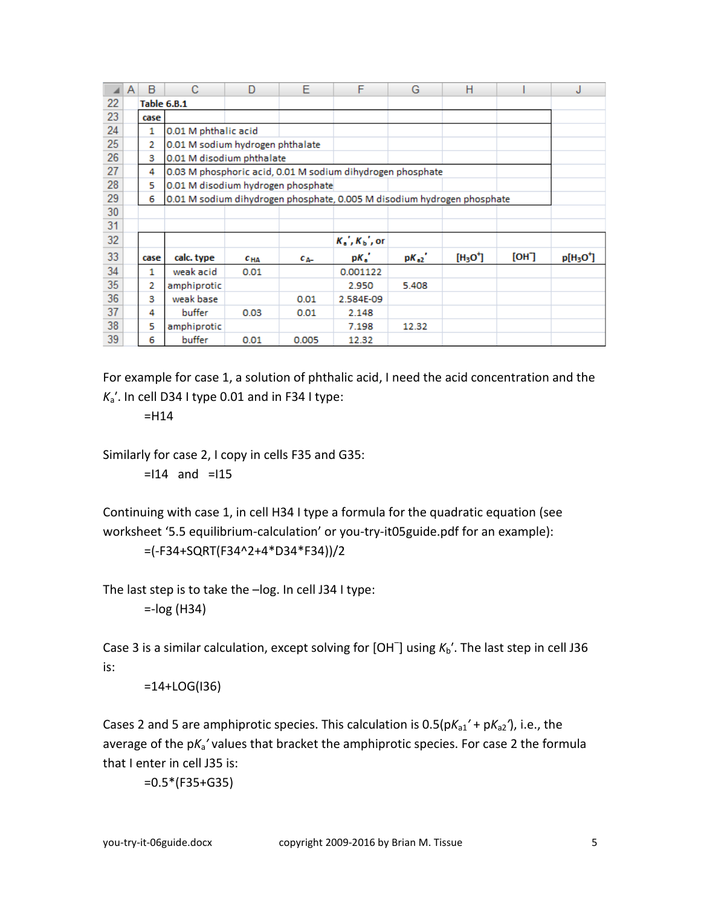**Table 6.B.1**

| case | |
|---|---|
| 1 | 0.01 M phthalic acid |
| 2 | 0.01 M sodium hydrogen phthalate |
| 3 | 0.01 M disodium phthalate |
| 4 | 0.03 M phosphoric acid, 0.01 M sodium dihydrogen phosphate |
| 5 | 0.01 M disodium hydrogen phosphate |
| 6 | 0.01 M sodium dihydrogen phosphate, 0.005 M disodium hydrogen phosphate |

| case | calc. type | $c_{HA}$ | $c_{A-}$ | $K_a'$, $K_b'$, or p$K_a'$ | p$K_{a2}'$ | [$H_3O^+$] | [$OH^-$] | p[$H_3O^+$] |
|---|---|---|---|---|---|---|---|---|
| 1 | weak acid | 0.01 | | 0.001122 | | | | |
| 2 | amphiprotic | | | 2.950 | 5.408 | | | |
| 3 | weak base | | 0.01 | 2.584E-09 | | | | |
| 4 | buffer | 0.03 | 0.01 | 2.148 | | | | |
| 5 | amphiprotic | | | 7.198 | 12.32 | | | |
| 6 | buffer | 0.01 | 0.005 | 12.32 | | | | |

For example for case 1, a solution of phthalic acid, I need the acid concentration and the $K_a'$. In cell D34 I type 0.01 and in F34 I type:

```
=H14
```

Similarly for case 2, I copy in cells F35 and G35:

```
=I14   and   =I15
```

Continuing with case 1, in cell H34 I type a formula for the quadratic equation (see worksheet '5.5 equilibrium-calculation' or you-try-it05guide.pdf for an example):

```
=(-F34+SQRT(F34^2+4*D34*F34))/2
```

The last step is to take the –log. In cell J34 I type:

```
=-log (H34)
```

Case 3 is a similar calculation, except solving for [$OH^-$] using $K_b'$. The last step in cell J36 is:

```
=14+LOG(I36)
```

Cases 2 and 5 are amphiprotic species. This calculation is 0.5(p$K_{a1}'$ + p$K_{a2}'$), i.e., the average of the p$K_a'$ values that bracket the amphiprotic species. For case 2 the formula that I enter in cell J35 is:

```
=0.5*(F35+G35)
```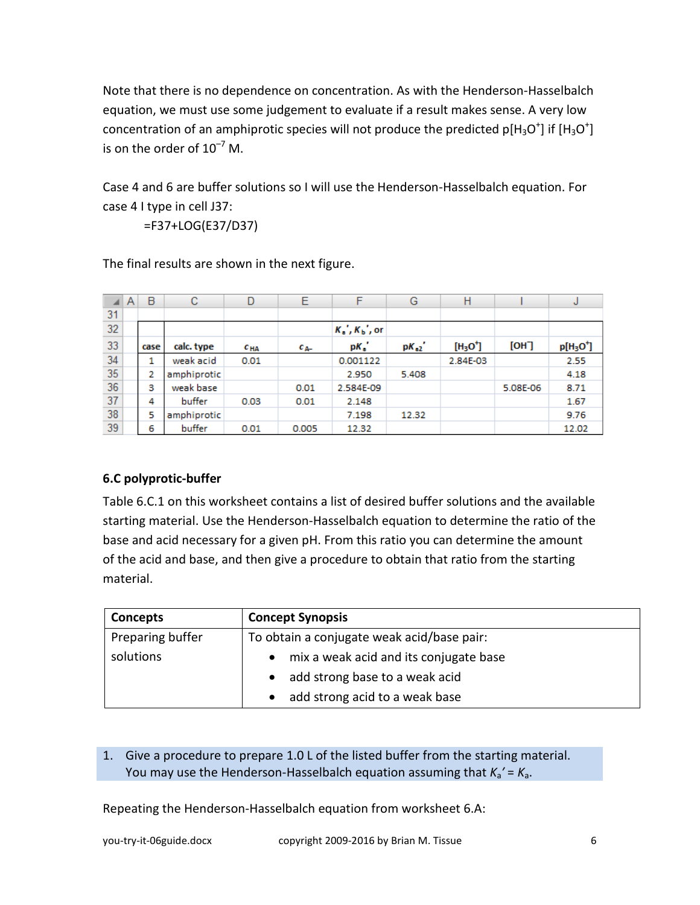Note that there is no dependence on concentration. As with the Henderson-Hasselbalch equation, we must use some judgement to evaluate if a result makes sense. A very low concentration of an amphiprotic species will not produce the predicted p[$H_3O^+$] if [$H_3O^+$] is on the order of $10^{-7}$ M.

Case 4 and 6 are buffer solutions so I will use the Henderson-Hasselbalch equation. For case 4 I type in cell J37:

```
=F37+LOG(E37/D37)
```

The final results are shown in the next figure.

| | A | B | C | D | E | F | G | H | I | J |
|---|---|---|---|---|---|---|---|---|---|---|
| 31 | | | | | | | | | | |
| 32 | | | | | | $K_a'$, $K_b'$, or | | | | |
| 33 | | case | calc. type | $c_{HA}$ | $c_{A-}$ | p$K_a'$ | p$K_{a2}'$ | [$H_3O^+$] | [$OH^-$] | p[$H_3O^+$] |
| 34 | | 1 | weak acid | 0.01 | | 0.001122 | | 2.84E-03 | | 2.55 |
| 35 | | 2 | amphiprotic | | | 2.950 | 5.408 | | | 4.18 |
| 36 | | 3 | weak base | | 0.01 | 2.584E-09 | | | 5.08E-06 | 8.71 |
| 37 | | 4 | buffer | 0.03 | 0.01 | 2.148 | | | | 1.67 |
| 38 | | 5 | amphiprotic | | | 7.198 | 12.32 | | | 9.76 |
| 39 | | 6 | buffer | 0.01 | 0.005 | 12.32 | | | | 12.02 |

**6.C polyprotic-buffer**

Table 6.C.1 on this worksheet contains a list of desired buffer solutions and the available starting material. Use the Henderson-Hasselbalch equation to determine the ratio of the base and acid necessary for a given pH. From this ratio you can determine the amount of the acid and base, and then give a procedure to obtain that ratio from the starting material.

| Concepts | Concept Synopsis |
|---|---|
| Preparing buffer solutions | To obtain a conjugate weak acid/base pair:<br>• mix a weak acid and its conjugate base<br>• add strong base to a weak acid<br>• add strong acid to a weak base |

1. Give a procedure to prepare 1.0 L of the listed buffer from the starting material. You may use the Henderson-Hasselbalch equation assuming that $K_a' = K_a$.

Repeating the Henderson-Hasselbalch equation from worksheet 6.A: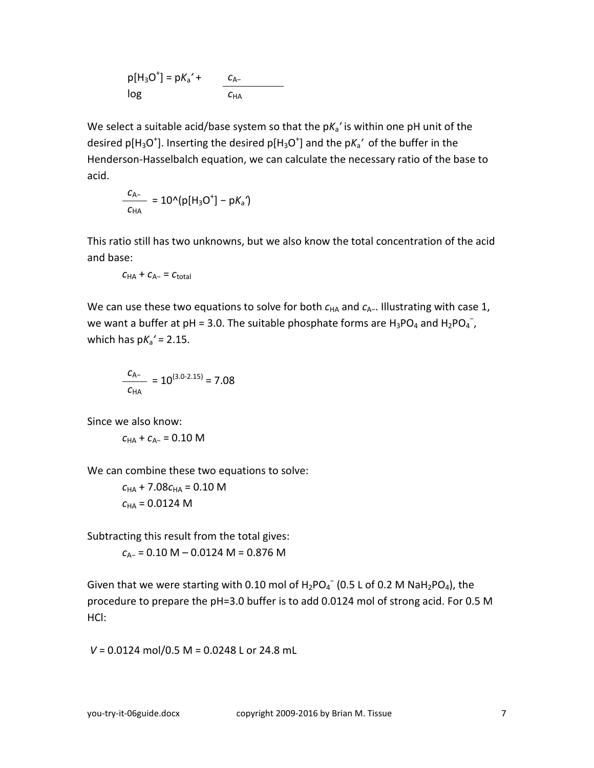$$p[H_3O^+] = pK_a' + \log \frac{c_{A^-}}{c_{HA}}$$

We select a suitable acid/base system so that the $pK_a'$ is within one pH unit of the desired $p[H_3O^+]$. Inserting the desired $p[H_3O^+]$ and the $pK_a'$ of the buffer in the Henderson-Hasselbalch equation, we can calculate the necessary ratio of the base to acid.

$$\frac{c_{A^-}}{c_{HA}} = 10\text{^}(p[H_3O^+] - pK_a')$$

This ratio still has two unknowns, but we also know the total concentration of the acid and base:

$$c_{HA} + c_{A^-} = c_{total}$$

We can use these two equations to solve for both $c_{HA}$ and $c_{A^-}$. Illustrating with case 1, we want a buffer at pH = 3.0. The suitable phosphate forms are $H_3PO_4$ and $H_2PO_4^-$, which has $pK_a' = 2.15$.

$$\frac{c_{A^-}}{c_{HA}} = 10^{(3.0\text{-}2.15)} = 7.08$$

Since we also know:

$$c_{HA} + c_{A^-} = 0.10 \text{ M}$$

We can combine these two equations to solve:

$$c_{HA} + 7.08c_{HA} = 0.10 \text{ M}$$

$$c_{HA} = 0.0124 \text{ M}$$

Subtracting this result from the total gives:

$$c_{A^-} = 0.10 \text{ M} - 0.0124 \text{ M} = 0.876 \text{ M}$$

Given that we were starting with 0.10 mol of $H_2PO_4^-$ (0.5 L of 0.2 M $NaH_2PO_4$), the procedure to prepare the pH=3.0 buffer is to add 0.0124 mol of strong acid. For 0.5 M HCl:

$$V = 0.0124 \text{ mol}/0.5 \text{ M} = 0.0248 \text{ L or } 24.8 \text{ mL}$$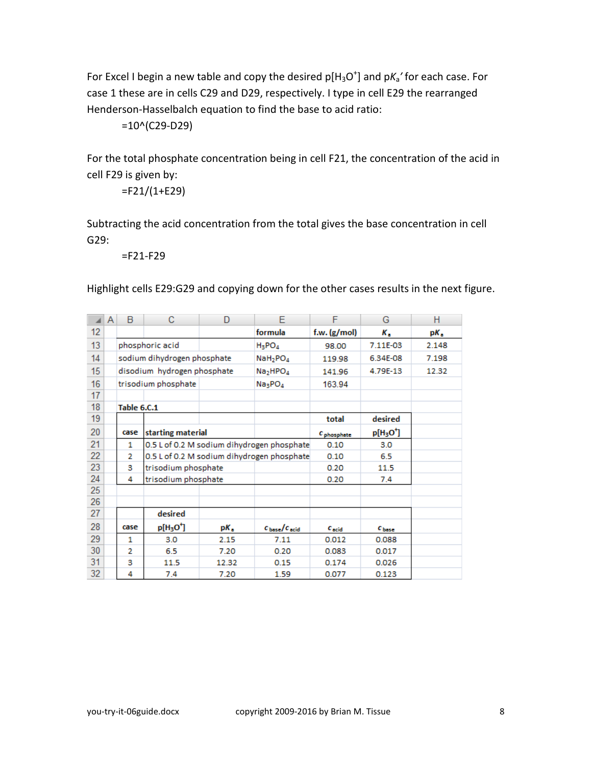For Excel I begin a new table and copy the desired $p[H_3O^+]$ and $pK_a'$ for each case. For case 1 these are in cells C29 and D29, respectively. I type in cell E29 the rearranged Henderson-Hasselbalch equation to find the base to acid ratio:

```
=10^(C29-D29)
```

For the total phosphate concentration being in cell F21, the concentration of the acid in cell F29 is given by:

```
=F21/(1+E29)
```

Subtracting the acid concentration from the total gives the base concentration in cell G29:

```
=F21-F29
```

Highlight cells E29:G29 and copying down for the other cases results in the next figure.

| | A | B | C | D | E | F | G | H |
|---|---|---|---|---|---|---|---|---|
| 12 | | | | | formula | f.w. (g/mol) | $K_a$ | $pK_a$ |
| 13 | | phosphoric acid | | | $H_3PO_4$ | 98.00 | 7.11E-03 | 2.148 |
| 14 | | sodium dihydrogen phosphate | | | $NaH_2PO_4$ | 119.98 | 6.34E-08 | 7.198 |
| 15 | | disodium hydrogen phosphate | | | $Na_2HPO_4$ | 141.96 | 4.79E-13 | 12.32 |
| 16 | | trisodium phosphate | | | $Na_3PO_4$ | 163.94 | | |
| 17 | | | | | | | | |
| 18 | | Table 6.C.1 | | | | | | |
| 19 | | | | | | total | desired | |
| 20 | | case | starting material | | | $c_{phosphate}$ | $p[H_3O^+]$ | |
| 21 | | 1 | 0.5 L of 0.2 M sodium dihydrogen phosphate | | | 0.10 | 3.0 | |
| 22 | | 2 | 0.5 L of 0.2 M sodium dihydrogen phosphate | | | 0.10 | 6.5 | |
| 23 | | 3 | trisodium phosphate | | | 0.20 | 11.5 | |
| 24 | | 4 | trisodium phosphate | | | 0.20 | 7.4 | |
| 25 | | | | | | | | |
| 26 | | | | | | | | |
| 27 | | | desired | | | | | |
| 28 | | case | $p[H_3O^+]$ | $pK_a$ | $c_{base}/c_{acid}$ | $c_{acid}$ | $c_{base}$ | |
| 29 | | 1 | 3.0 | 2.15 | 7.11 | 0.012 | 0.088 | |
| 30 | | 2 | 6.5 | 7.20 | 0.20 | 0.083 | 0.017 | |
| 31 | | 3 | 11.5 | 12.32 | 0.15 | 0.174 | 0.026 | |
| 32 | | 4 | 7.4 | 7.20 | 1.59 | 0.077 | 0.123 | |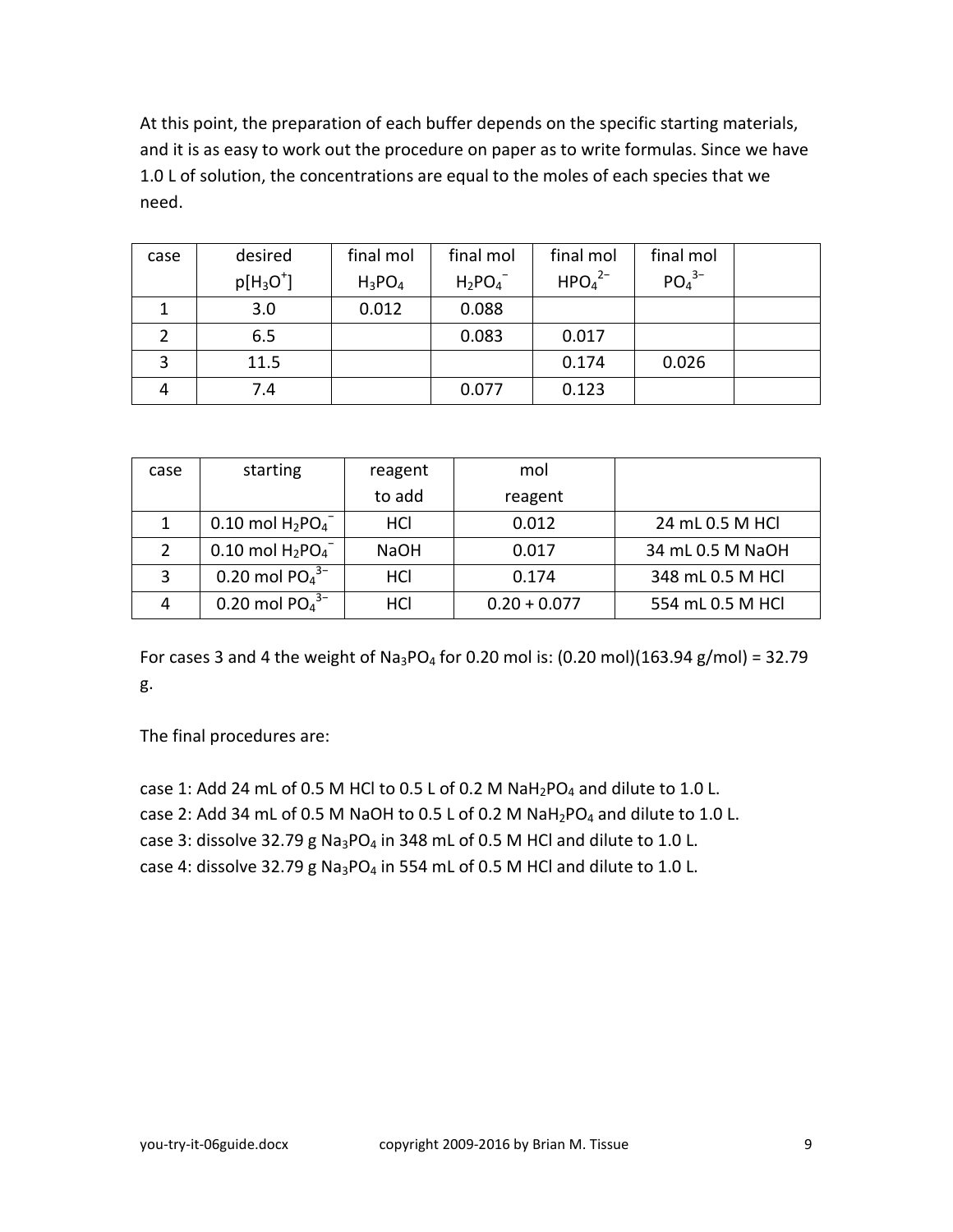At this point, the preparation of each buffer depends on the specific starting materials, and it is as easy to work out the procedure on paper as to write formulas. Since we have 1.0 L of solution, the concentrations are equal to the moles of each species that we need.

| case | desired $p[H_3O^+]$ | final mol $H_3PO_4$ | final mol $H_2PO_4^-$ | final mol $HPO_4^{2-}$ | final mol $PO_4^{3-}$ | |
|---|---|---|---|---|---|---|
| 1 | 3.0 | 0.012 | 0.088 | | | |
| 2 | 6.5 | | 0.083 | 0.017 | | |
| 3 | 11.5 | | | 0.174 | 0.026 | |
| 4 | 7.4 | | 0.077 | 0.123 | | |

| case | starting | reagent to add | mol reagent | |
|---|---|---|---|---|
| 1 | 0.10 mol $H_2PO_4^-$ | HCl | 0.012 | 24 mL 0.5 M HCl |
| 2 | 0.10 mol $H_2PO_4^-$ | NaOH | 0.017 | 34 mL 0.5 M NaOH |
| 3 | 0.20 mol $PO_4^{3-}$ | HCl | 0.174 | 348 mL 0.5 M HCl |
| 4 | 0.20 mol $PO_4^{3-}$ | HCl | 0.20 + 0.077 | 554 mL 0.5 M HCl |

For cases 3 and 4 the weight of $Na_3PO_4$ for 0.20 mol is: (0.20 mol)(163.94 g/mol) = 32.79 g.

The final procedures are:

case 1: Add 24 mL of 0.5 M HCl to 0.5 L of 0.2 M $NaH_2PO_4$ and dilute to 1.0 L.
case 2: Add 34 mL of 0.5 M NaOH to 0.5 L of 0.2 M $NaH_2PO_4$ and dilute to 1.0 L.
case 3: dissolve 32.79 g $Na_3PO_4$ in 348 mL of 0.5 M HCl and dilute to 1.0 L.
case 4: dissolve 32.79 g $Na_3PO_4$ in 554 mL of 0.5 M HCl and dilute to 1.0 L.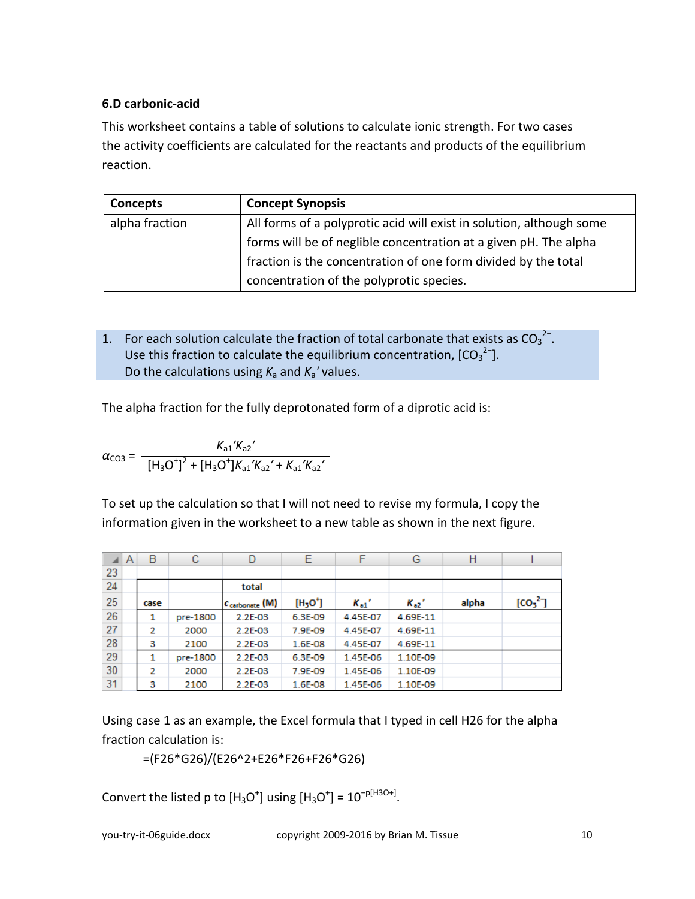**6.D carbonic-acid**

This worksheet contains a table of solutions to calculate ionic strength. For two cases the activity coefficients are calculated for the reactants and products of the equilibrium reaction.

| Concepts | Concept Synopsis |
|---|---|
| alpha fraction | All forms of a polyprotic acid will exist in solution, although some forms will be of neglible concentration at a given pH. The alpha fraction is the concentration of one form divided by the total concentration of the polyprotic species. |

1. For each solution calculate the fraction of total carbonate that exists as $CO_3^{2-}$.
   Use this fraction to calculate the equilibrium concentration, $[CO_3^{2-}]$.
   Do the calculations using $K_a$ and $K_a'$ values.

The alpha fraction for the fully deprotonated form of a diprotic acid is:

$$\alpha_{CO3} = \frac{K_{a1}'K_{a2}'}{[H_3O^+]^2 + [H_3O^+]K_{a1}'K_{a2}' + K_{a1}'K_{a2}'}$$

To set up the calculation so that I will not need to revise my formula, I copy the information given in the worksheet to a new table as shown in the next figure.

| | A | B | C | D | E | F | G | H | I |
|---|---|---|---|---|---|---|---|---|---|
| 23 | | | | | | | | | |
| 24 | | | | total | | | | | |
| 25 | | case | | $c_{carbonate}$ (M) | $[H_3O^+]$ | $K_{a1}'$ | $K_{a2}'$ | alpha | $[CO_3^{2-}]$ |
| 26 | | 1 | pre-1800 | 2.2E-03 | 6.3E-09 | 4.45E-07 | 4.69E-11 | | |
| 27 | | 2 | 2000 | 2.2E-03 | 7.9E-09 | 4.45E-07 | 4.69E-11 | | |
| 28 | | 3 | 2100 | 2.2E-03 | 1.6E-08 | 4.45E-07 | 4.69E-11 | | |
| 29 | | 1 | pre-1800 | 2.2E-03 | 6.3E-09 | 1.45E-06 | 1.10E-09 | | |
| 30 | | 2 | 2000 | 2.2E-03 | 7.9E-09 | 1.45E-06 | 1.10E-09 | | |
| 31 | | 3 | 2100 | 2.2E-03 | 1.6E-08 | 1.45E-06 | 1.10E-09 | | |

Using case 1 as an example, the Excel formula that I typed in cell H26 for the alpha fraction calculation is:

```
=(F26*G26)/(E26^2+E26*F26+F26*G26)
```

Convert the listed p to $[H_3O^+]$ using $[H_3O^+] = 10^{-p[H3O+]}$.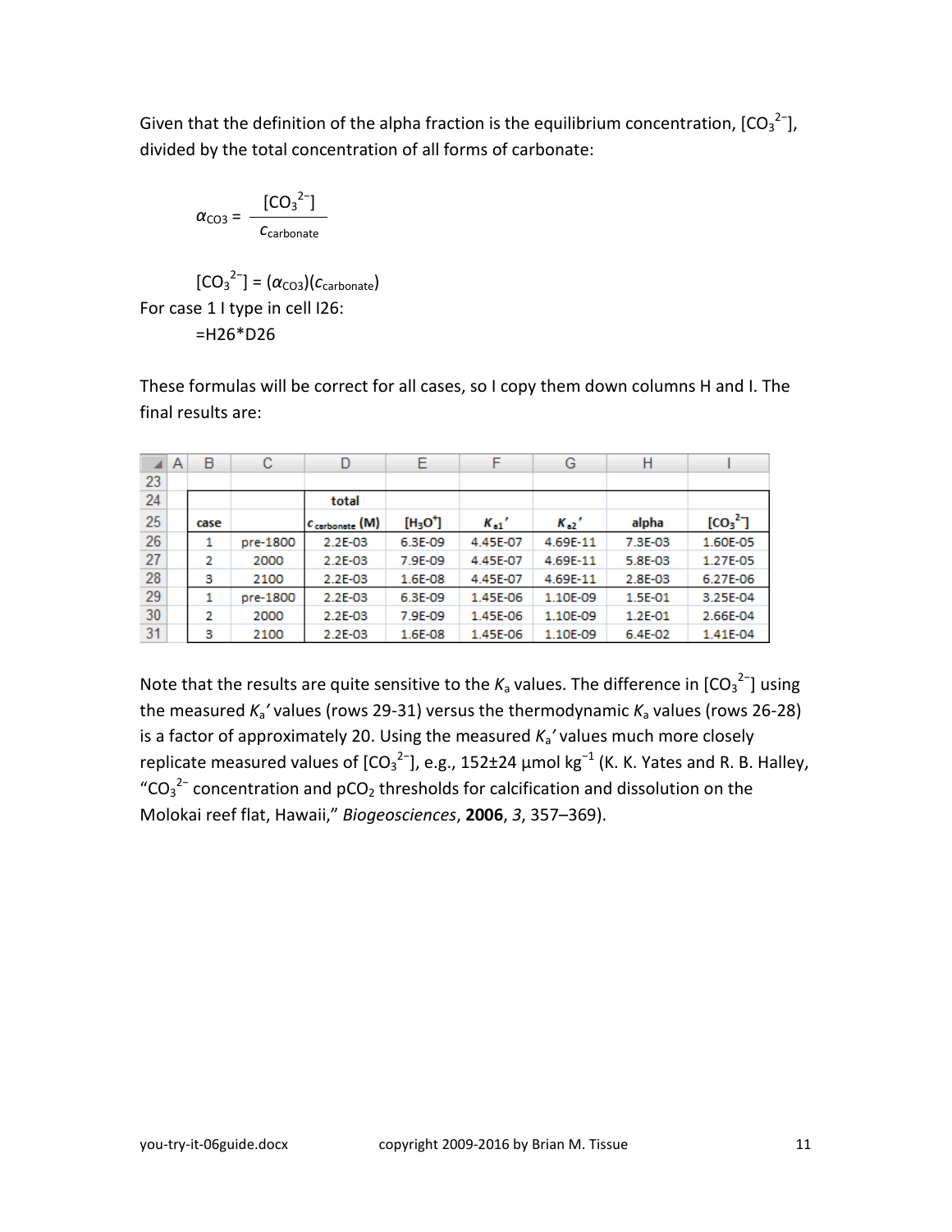Given that the definition of the alpha fraction is the equilibrium concentration, $[CO_3^{2-}]$, divided by the total concentration of all forms of carbonate:

$$\alpha_{CO3} = \frac{[CO_3^{2-}]}{c_{carbonate}}$$

$$[CO_3^{2-}] = (\alpha_{CO3})(c_{carbonate})$$

For case 1 I type in cell I26:

```
=H26*D26
```

These formulas will be correct for all cases, so I copy them down columns H and I. The final results are:

| | A | B | C | D | E | F | G | H | I |
|---|---|---|---|---|---|---|---|---|---|
| 23 | | | | | | | | | |
| 24 | | | | total | | | | | |
| 25 | | case | | $c_{carbonate}$ (M) | $[H_3O^+]$ | $K_{a1}'$ | $K_{a2}'$ | alpha | $[CO_3^{2-}]$ |
| 26 | | 1 | pre-1800 | 2.2E-03 | 6.3E-09 | 4.45E-07 | 4.69E-11 | 7.3E-03 | 1.60E-05 |
| 27 | | 2 | 2000 | 2.2E-03 | 7.9E-09 | 4.45E-07 | 4.69E-11 | 5.8E-03 | 1.27E-05 |
| 28 | | 3 | 2100 | 2.2E-03 | 1.6E-08 | 4.45E-07 | 4.69E-11 | 2.8E-03 | 6.27E-06 |
| 29 | | 1 | pre-1800 | 2.2E-03 | 6.3E-09 | 1.45E-06 | 1.10E-09 | 1.5E-01 | 3.25E-04 |
| 30 | | 2 | 2000 | 2.2E-03 | 7.9E-09 | 1.45E-06 | 1.10E-09 | 1.2E-01 | 2.66E-04 |
| 31 | | 3 | 2100 | 2.2E-03 | 1.6E-08 | 1.45E-06 | 1.10E-09 | 6.4E-02 | 1.41E-04 |

Note that the results are quite sensitive to the $K_a$ values. The difference in $[CO_3^{2-}]$ using the measured $K_a'$ values (rows 29-31) versus the thermodynamic $K_a$ values (rows 26-28) is a factor of approximately 20. Using the measured $K_a'$ values much more closely replicate measured values of $[CO_3^{2-}]$, e.g., 152±24 µmol kg$^{-1}$ (K. K. Yates and R. B. Halley, "$CO_3^{2-}$ concentration and $pCO_2$ thresholds for calcification and dissolution on the Molokai reef flat, Hawaii," *Biogeosciences*, **2006**, *3*, 357–369).